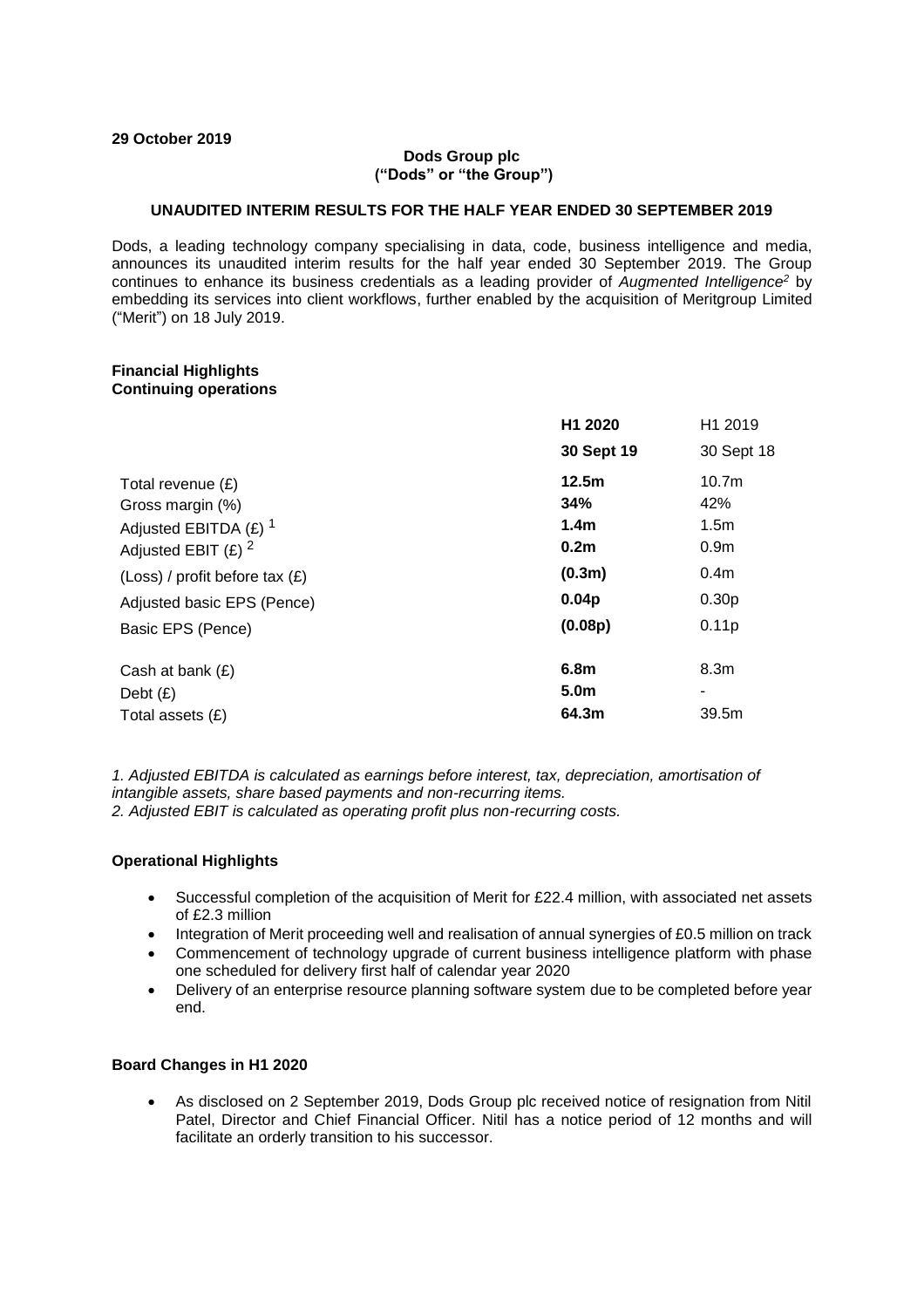**29 October 2019**

**Dods Group plc**
**("Dods" or "the Group")**

**UNAUDITED INTERIM RESULTS FOR THE HALF YEAR ENDED 30 SEPTEMBER 2019**

Dods, a leading technology company specialising in data, code, business intelligence and media, announces its unaudited interim results for the half year ended 30 September 2019. The Group continues to enhance its business credentials as a leading provider of *Augmented Intelligence*[2] by embedding its services into client workflows, further enabled by the acquisition of Meritgroup Limited ("Merit") on 18 July 2019.

**Financial Highlights**
**Continuing operations**

| | **H1 2020** | H1 2019 |
|---|---|---|
| | **30 Sept 19** | 30 Sept 18 |
| Total revenue (£) | **12.5m** | 10.7m |
| Gross margin (%) | **34%** | 42% |
| Adjusted EBITDA (£) [1] | **1.4m** | 1.5m |
| Adjusted EBIT (£) [2] | **0.2m** | 0.9m |
| (Loss) / profit before tax (£) | **(0.3m)** | 0.4m |
| Adjusted basic EPS (Pence) | **0.04p** | 0.30p |
| Basic EPS (Pence) | **(0.08p)** | 0.11p |
| Cash at bank (£) | **6.8m** | 8.3m |
| Debt (£) | **5.0m** | - |
| Total assets (£) | **64.3m** | 39.5m |

*1. Adjusted EBITDA is calculated as earnings before interest, tax, depreciation, amortisation of intangible assets, share based payments and non-recurring items.*
*2. Adjusted EBIT is calculated as operating profit plus non-recurring costs.*

**Operational Highlights**

- Successful completion of the acquisition of Merit for £22.4 million, with associated net assets of £2.3 million
- Integration of Merit proceeding well and realisation of annual synergies of £0.5 million on track
- Commencement of technology upgrade of current business intelligence platform with phase one scheduled for delivery first half of calendar year 2020
- Delivery of an enterprise resource planning software system due to be completed before year end.

**Board Changes in H1 2020**

- As disclosed on 2 September 2019, Dods Group plc received notice of resignation from Nitil Patel, Director and Chief Financial Officer. Nitil has a notice period of 12 months and will facilitate an orderly transition to his successor.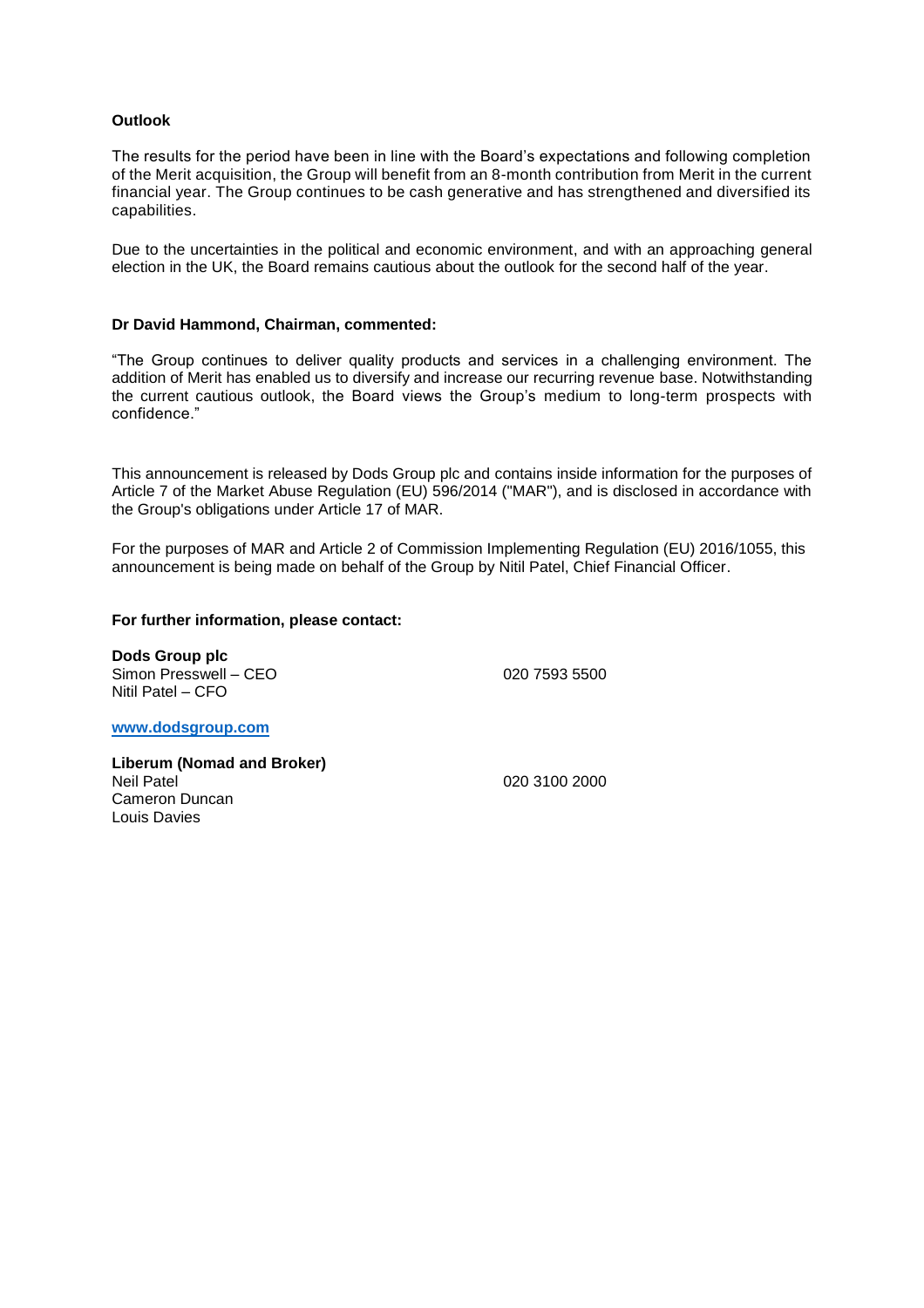**Outlook**

The results for the period have been in line with the Board's expectations and following completion of the Merit acquisition, the Group will benefit from an 8-month contribution from Merit in the current financial year. The Group continues to be cash generative and has strengthened and diversified its capabilities.

Due to the uncertainties in the political and economic environment, and with an approaching general election in the UK, the Board remains cautious about the outlook for the second half of the year.

**Dr David Hammond, Chairman, commented:**

"The Group continues to deliver quality products and services in a challenging environment. The addition of Merit has enabled us to diversify and increase our recurring revenue base. Notwithstanding the current cautious outlook, the Board views the Group's medium to long-term prospects with confidence."

This announcement is released by Dods Group plc and contains inside information for the purposes of Article 7 of the Market Abuse Regulation (EU) 596/2014 ("MAR"), and is disclosed in accordance with the Group's obligations under Article 17 of MAR.

For the purposes of MAR and Article 2 of Commission Implementing Regulation (EU) 2016/1055, this announcement is being made on behalf of the Group by Nitil Patel, Chief Financial Officer.

**For further information, please contact:**

**Dods Group plc**
Simon Presswell – CEO — 020 7593 5500
Nitil Patel – CFO

**www.dodsgroup.com**

**Liberum (Nomad and Broker)**
Neil Patel — 020 3100 2000
Cameron Duncan
Louis Davies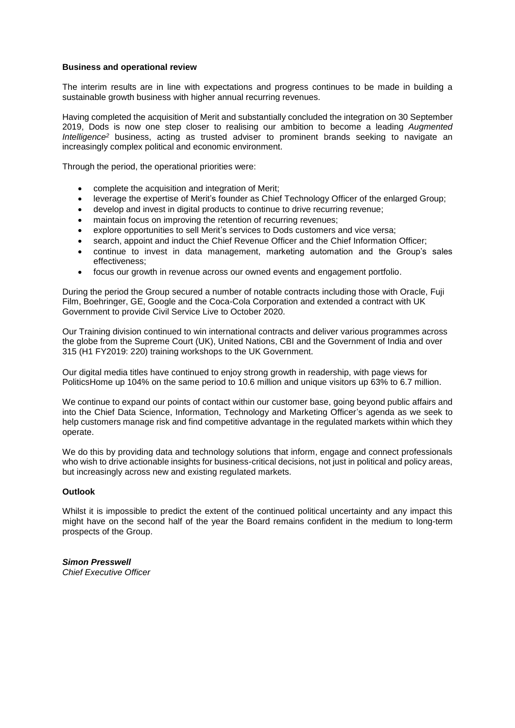**Business and operational review**

The interim results are in line with expectations and progress continues to be made in building a sustainable growth business with higher annual recurring revenues.

Having completed the acquisition of Merit and substantially concluded the integration on 30 September 2019, Dods is now one step closer to realising our ambition to become a leading *Augmented Intelligence*[2] business, acting as trusted adviser to prominent brands seeking to navigate an increasingly complex political and economic environment.

Through the period, the operational priorities were:

- complete the acquisition and integration of Merit;
- leverage the expertise of Merit's founder as Chief Technology Officer of the enlarged Group;
- develop and invest in digital products to continue to drive recurring revenue;
- maintain focus on improving the retention of recurring revenues;
- explore opportunities to sell Merit's services to Dods customers and vice versa;
- search, appoint and induct the Chief Revenue Officer and the Chief Information Officer;
- continue to invest in data management, marketing automation and the Group's sales effectiveness;
- focus our growth in revenue across our owned events and engagement portfolio.

During the period the Group secured a number of notable contracts including those with Oracle, Fuji Film, Boehringer, GE, Google and the Coca-Cola Corporation and extended a contract with UK Government to provide Civil Service Live to October 2020.

Our Training division continued to win international contracts and deliver various programmes across the globe from the Supreme Court (UK), United Nations, CBI and the Government of India and over 315 (H1 FY2019: 220) training workshops to the UK Government.

Our digital media titles have continued to enjoy strong growth in readership, with page views for PoliticsHome up 104% on the same period to 10.6 million and unique visitors up 63% to 6.7 million.

We continue to expand our points of contact within our customer base, going beyond public affairs and into the Chief Data Science, Information, Technology and Marketing Officer's agenda as we seek to help customers manage risk and find competitive advantage in the regulated markets within which they operate.

We do this by providing data and technology solutions that inform, engage and connect professionals who wish to drive actionable insights for business-critical decisions, not just in political and policy areas, but increasingly across new and existing regulated markets.

**Outlook**

Whilst it is impossible to predict the extent of the continued political uncertainty and any impact this might have on the second half of the year the Board remains confident in the medium to long-term prospects of the Group.

***Simon Presswell***
*Chief Executive Officer*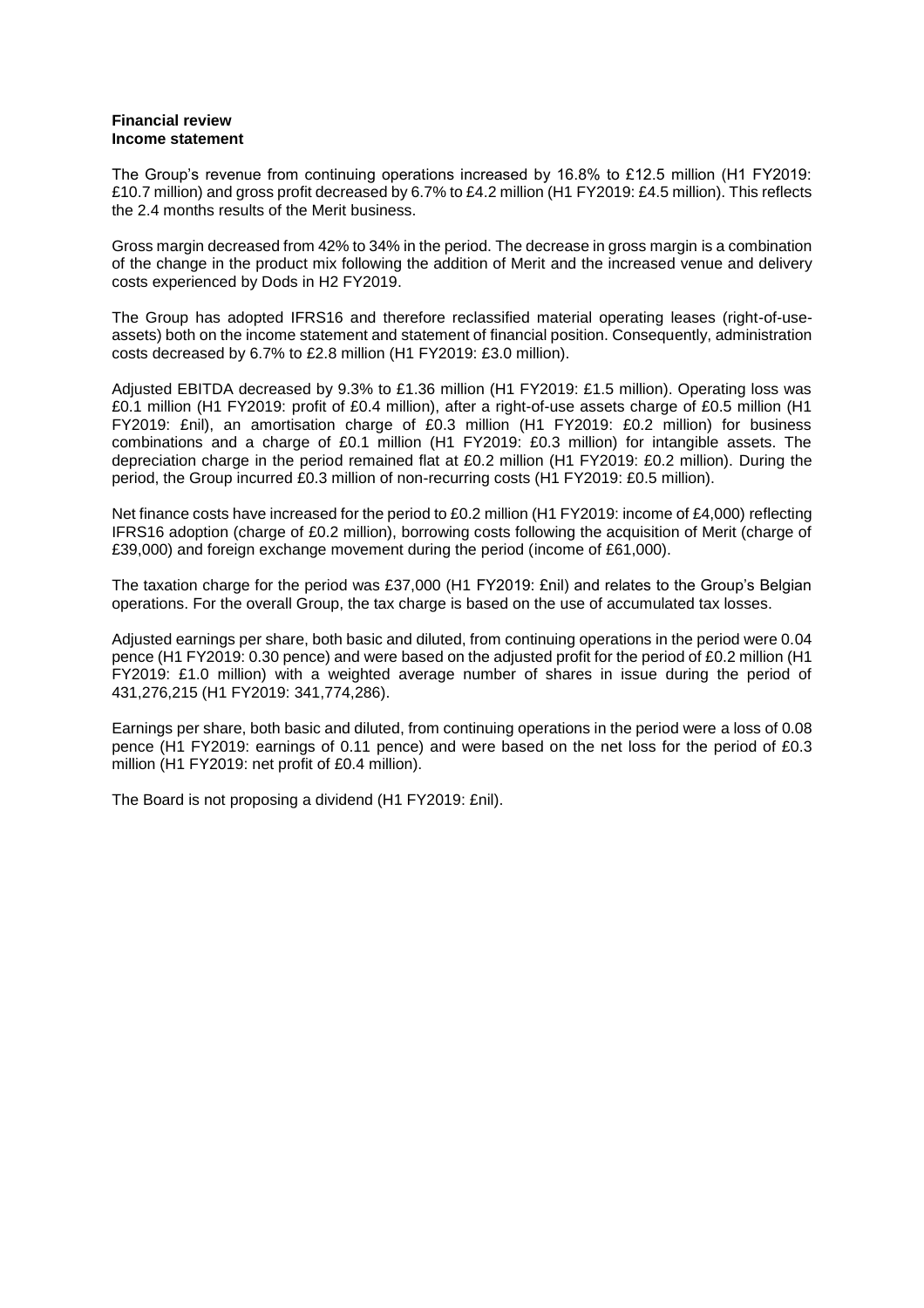**Financial review**
**Income statement**

The Group's revenue from continuing operations increased by 16.8% to £12.5 million (H1 FY2019: £10.7 million) and gross profit decreased by 6.7% to £4.2 million (H1 FY2019: £4.5 million). This reflects the 2.4 months results of the Merit business.

Gross margin decreased from 42% to 34% in the period. The decrease in gross margin is a combination of the change in the product mix following the addition of Merit and the increased venue and delivery costs experienced by Dods in H2 FY2019.

The Group has adopted IFRS16 and therefore reclassified material operating leases (right-of-use-assets) both on the income statement and statement of financial position. Consequently, administration costs decreased by 6.7% to £2.8 million (H1 FY2019: £3.0 million).

Adjusted EBITDA decreased by 9.3% to £1.36 million (H1 FY2019: £1.5 million). Operating loss was £0.1 million (H1 FY2019: profit of £0.4 million), after a right-of-use assets charge of £0.5 million (H1 FY2019: £nil), an amortisation charge of £0.3 million (H1 FY2019: £0.2 million) for business combinations and a charge of £0.1 million (H1 FY2019: £0.3 million) for intangible assets. The depreciation charge in the period remained flat at £0.2 million (H1 FY2019: £0.2 million). During the period, the Group incurred £0.3 million of non-recurring costs (H1 FY2019: £0.5 million).

Net finance costs have increased for the period to £0.2 million (H1 FY2019: income of £4,000) reflecting IFRS16 adoption (charge of £0.2 million), borrowing costs following the acquisition of Merit (charge of £39,000) and foreign exchange movement during the period (income of £61,000).

The taxation charge for the period was £37,000 (H1 FY2019: £nil) and relates to the Group's Belgian operations. For the overall Group, the tax charge is based on the use of accumulated tax losses.

Adjusted earnings per share, both basic and diluted, from continuing operations in the period were 0.04 pence (H1 FY2019: 0.30 pence) and were based on the adjusted profit for the period of £0.2 million (H1 FY2019: £1.0 million) with a weighted average number of shares in issue during the period of 431,276,215 (H1 FY2019: 341,774,286).

Earnings per share, both basic and diluted, from continuing operations in the period were a loss of 0.08 pence (H1 FY2019: earnings of 0.11 pence) and were based on the net loss for the period of £0.3 million (H1 FY2019: net profit of £0.4 million).

The Board is not proposing a dividend (H1 FY2019: £nil).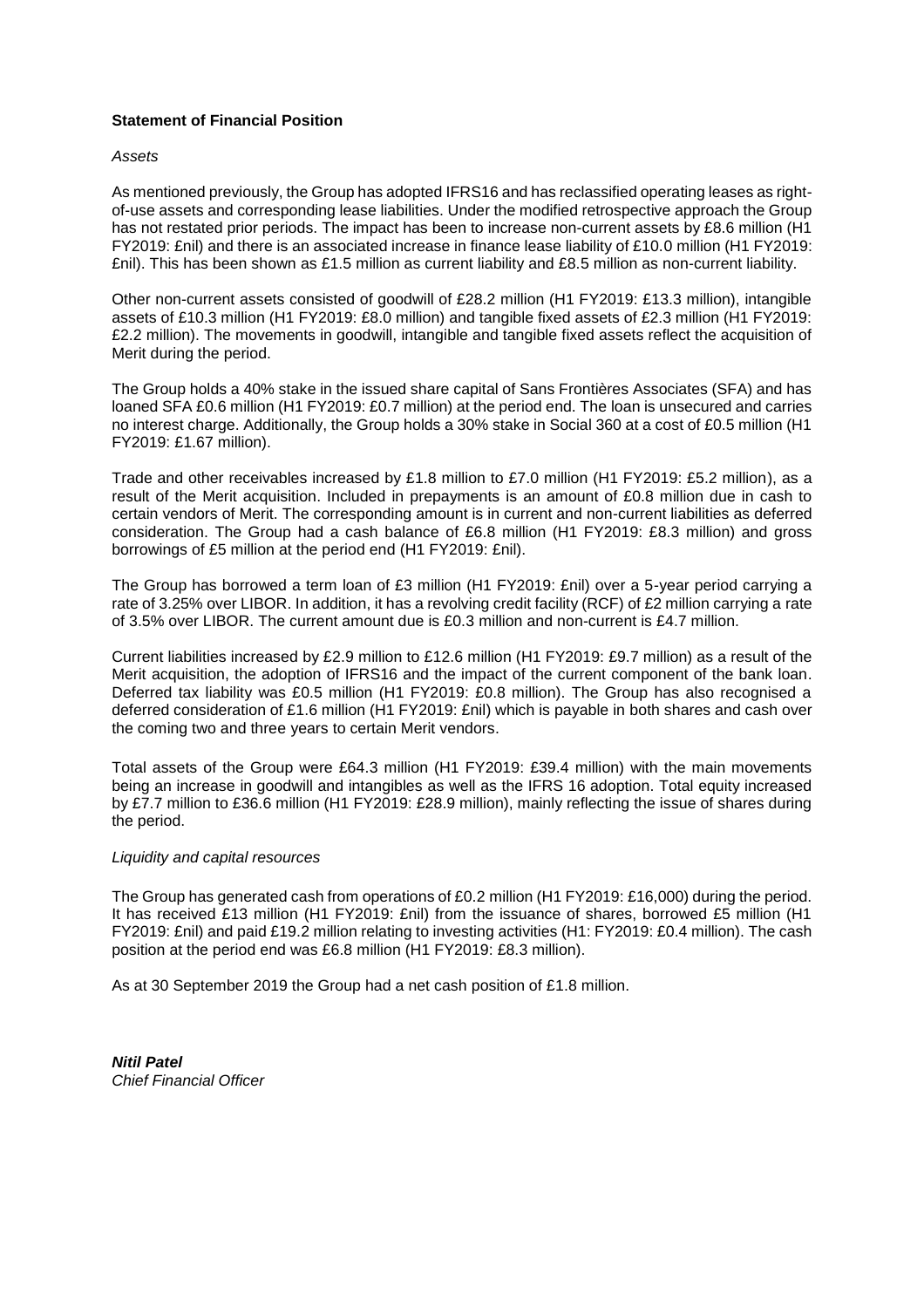**Statement of Financial Position**

*Assets*

As mentioned previously, the Group has adopted IFRS16 and has reclassified operating leases as right-of-use assets and corresponding lease liabilities. Under the modified retrospective approach the Group has not restated prior periods. The impact has been to increase non-current assets by £8.6 million (H1 FY2019: £nil) and there is an associated increase in finance lease liability of £10.0 million (H1 FY2019: £nil). This has been shown as £1.5 million as current liability and £8.5 million as non-current liability.

Other non-current assets consisted of goodwill of £28.2 million (H1 FY2019: £13.3 million), intangible assets of £10.3 million (H1 FY2019: £8.0 million) and tangible fixed assets of £2.3 million (H1 FY2019: £2.2 million). The movements in goodwill, intangible and tangible fixed assets reflect the acquisition of Merit during the period.

The Group holds a 40% stake in the issued share capital of Sans Frontières Associates (SFA) and has loaned SFA £0.6 million (H1 FY2019: £0.7 million) at the period end. The loan is unsecured and carries no interest charge. Additionally, the Group holds a 30% stake in Social 360 at a cost of £0.5 million (H1 FY2019: £1.67 million).

Trade and other receivables increased by £1.8 million to £7.0 million (H1 FY2019: £5.2 million), as a result of the Merit acquisition. Included in prepayments is an amount of £0.8 million due in cash to certain vendors of Merit. The corresponding amount is in current and non-current liabilities as deferred consideration. The Group had a cash balance of £6.8 million (H1 FY2019: £8.3 million) and gross borrowings of £5 million at the period end (H1 FY2019: £nil).

The Group has borrowed a term loan of £3 million (H1 FY2019: £nil) over a 5-year period carrying a rate of 3.25% over LIBOR. In addition, it has a revolving credit facility (RCF) of £2 million carrying a rate of 3.5% over LIBOR. The current amount due is £0.3 million and non-current is £4.7 million.

Current liabilities increased by £2.9 million to £12.6 million (H1 FY2019: £9.7 million) as a result of the Merit acquisition, the adoption of IFRS16 and the impact of the current component of the bank loan. Deferred tax liability was £0.5 million (H1 FY2019: £0.8 million). The Group has also recognised a deferred consideration of £1.6 million (H1 FY2019: £nil) which is payable in both shares and cash over the coming two and three years to certain Merit vendors.

Total assets of the Group were £64.3 million (H1 FY2019: £39.4 million) with the main movements being an increase in goodwill and intangibles as well as the IFRS 16 adoption. Total equity increased by £7.7 million to £36.6 million (H1 FY2019: £28.9 million), mainly reflecting the issue of shares during the period.

*Liquidity and capital resources*

The Group has generated cash from operations of £0.2 million (H1 FY2019: £16,000) during the period. It has received £13 million (H1 FY2019: £nil) from the issuance of shares, borrowed £5 million (H1 FY2019: £nil) and paid £19.2 million relating to investing activities (H1: FY2019: £0.4 million). The cash position at the period end was £6.8 million (H1 FY2019: £8.3 million).

As at 30 September 2019 the Group had a net cash position of £1.8 million.

***Nitil Patel***
*Chief Financial Officer*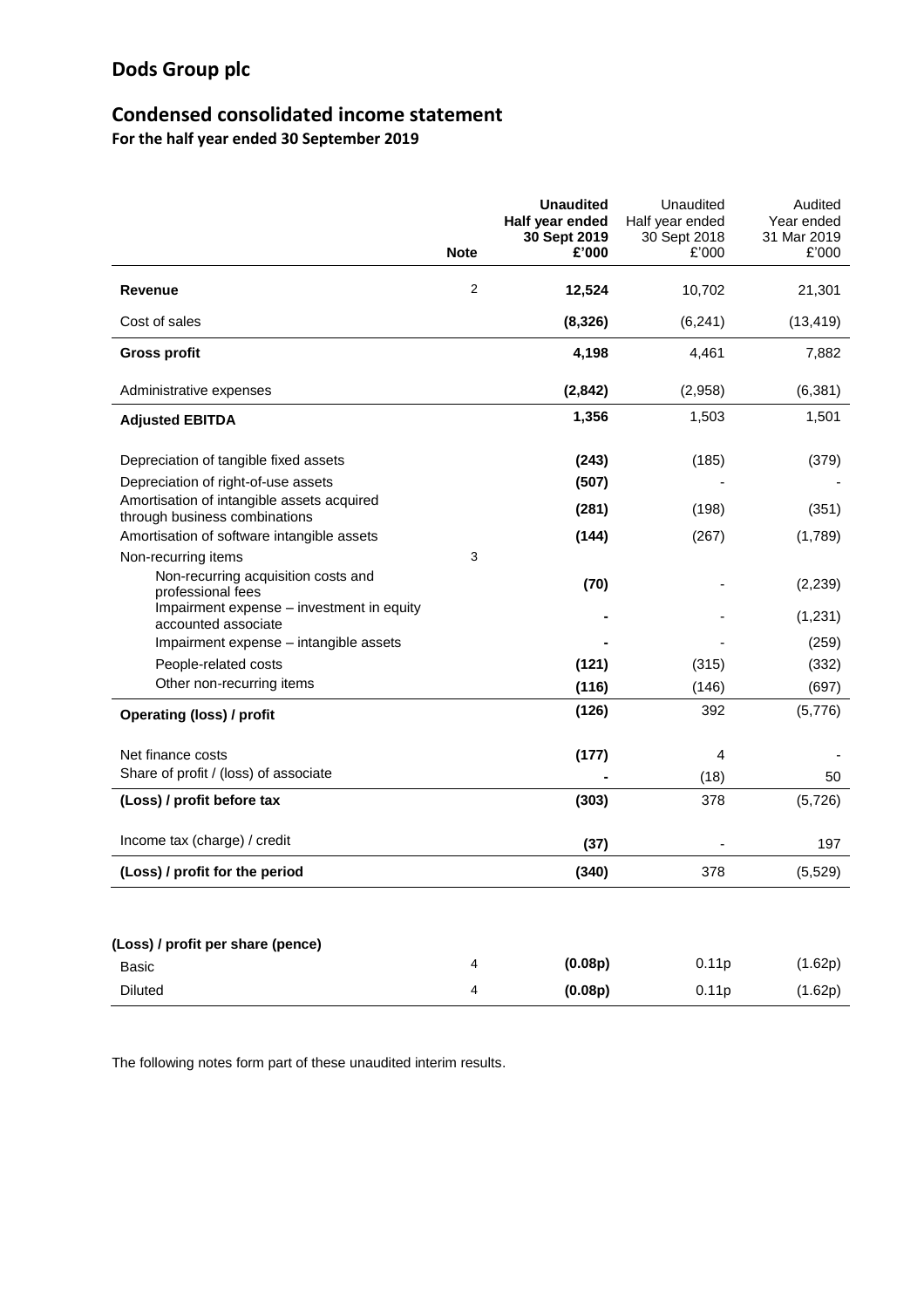# Dods Group plc

## Condensed consolidated income statement

**For the half year ended 30 September 2019**

| | Note | **Unaudited Half year ended 30 Sept 2019 £'000** | Unaudited Half year ended 30 Sept 2018 £'000 | Audited Year ended 31 Mar 2019 £'000 |
|---|---|---|---|---|
| **Revenue** | 2 | **12,524** | 10,702 | 21,301 |
| Cost of sales | | **(8,326)** | (6,241) | (13,419) |
| **Gross profit** | | **4,198** | 4,461 | 7,882 |
| Administrative expenses | | **(2,842)** | (2,958) | (6,381) |
| **Adjusted EBITDA** | | **1,356** | 1,503 | 1,501 |
| Depreciation of tangible fixed assets | | **(243)** | (185) | (379) |
| Depreciation of right-of-use assets | | **(507)** | - | - |
| Amortisation of intangible assets acquired through business combinations | | **(281)** | (198) | (351) |
| Amortisation of software intangible assets | | **(144)** | (267) | (1,789) |
| Non-recurring items | 3 | | | |
| Non-recurring acquisition costs and professional fees | | **(70)** | - | (2,239) |
| Impairment expense – investment in equity accounted associate | | **-** | - | (1,231) |
| Impairment expense – intangible assets | | **-** | - | (259) |
| People-related costs | | **(121)** | (315) | (332) |
| Other non-recurring items | | **(116)** | (146) | (697) |
| **Operating (loss) / profit** | | **(126)** | 392 | (5,776) |
| Net finance costs | | **(177)** | 4 | - |
| Share of profit / (loss) of associate | | **-** | (18) | 50 |
| **(Loss) / profit before tax** | | **(303)** | 378 | (5,726) |
| Income tax (charge) / credit | | **(37)** | - | 197 |
| **(Loss) / profit for the period** | | **(340)** | 378 | (5,529) |

| **(Loss) / profit per share (pence)** | | | | |
|---|---|---|---|---|
| Basic | 4 | **(0.08p)** | 0.11p | (1.62p) |
| Diluted | 4 | **(0.08p)** | 0.11p | (1.62p) |

The following notes form part of these unaudited interim results.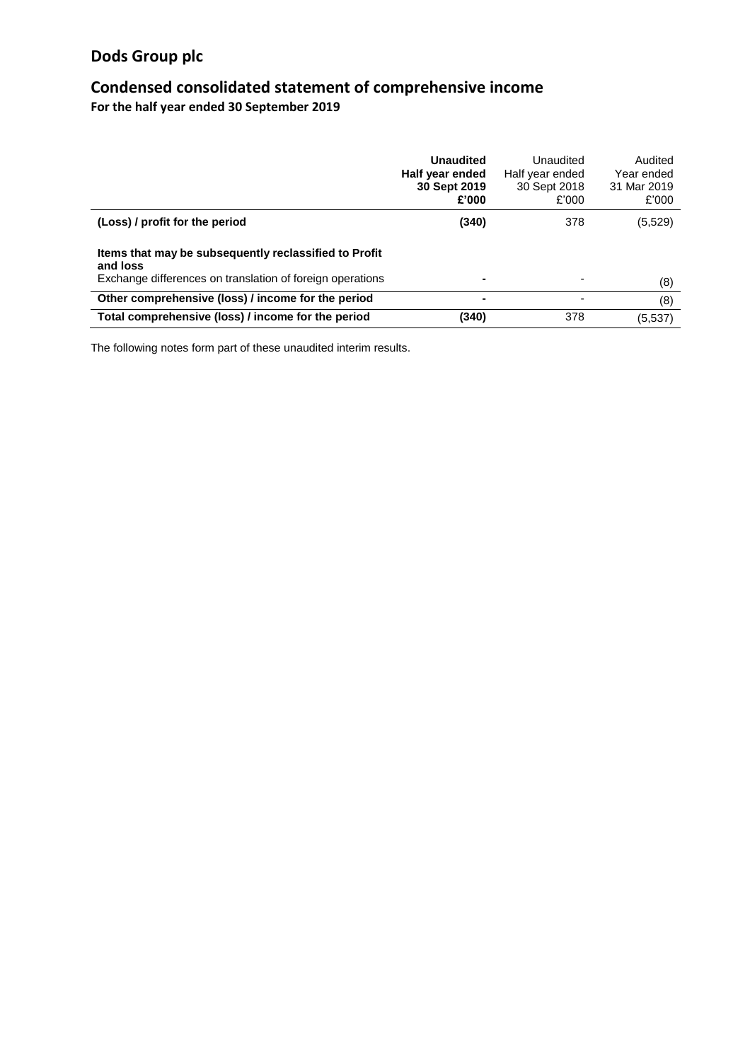# Dods Group plc

## Condensed consolidated statement of comprehensive income

**For the half year ended 30 September 2019**

| | **Unaudited Half year ended 30 Sept 2019 £'000** | Unaudited Half year ended 30 Sept 2018 £'000 | Audited Year ended 31 Mar 2019 £'000 |
|---|---|---|---|
| **(Loss) / profit for the period** | **(340)** | 378 | (5,529) |
| **Items that may be subsequently reclassified to Profit and loss** | | | |
| Exchange differences on translation of foreign operations | **-** | - | (8) |
| **Other comprehensive (loss) / income for the period** | **-** | - | (8) |
| **Total comprehensive (loss) / income for the period** | **(340)** | 378 | (5,537) |

The following notes form part of these unaudited interim results.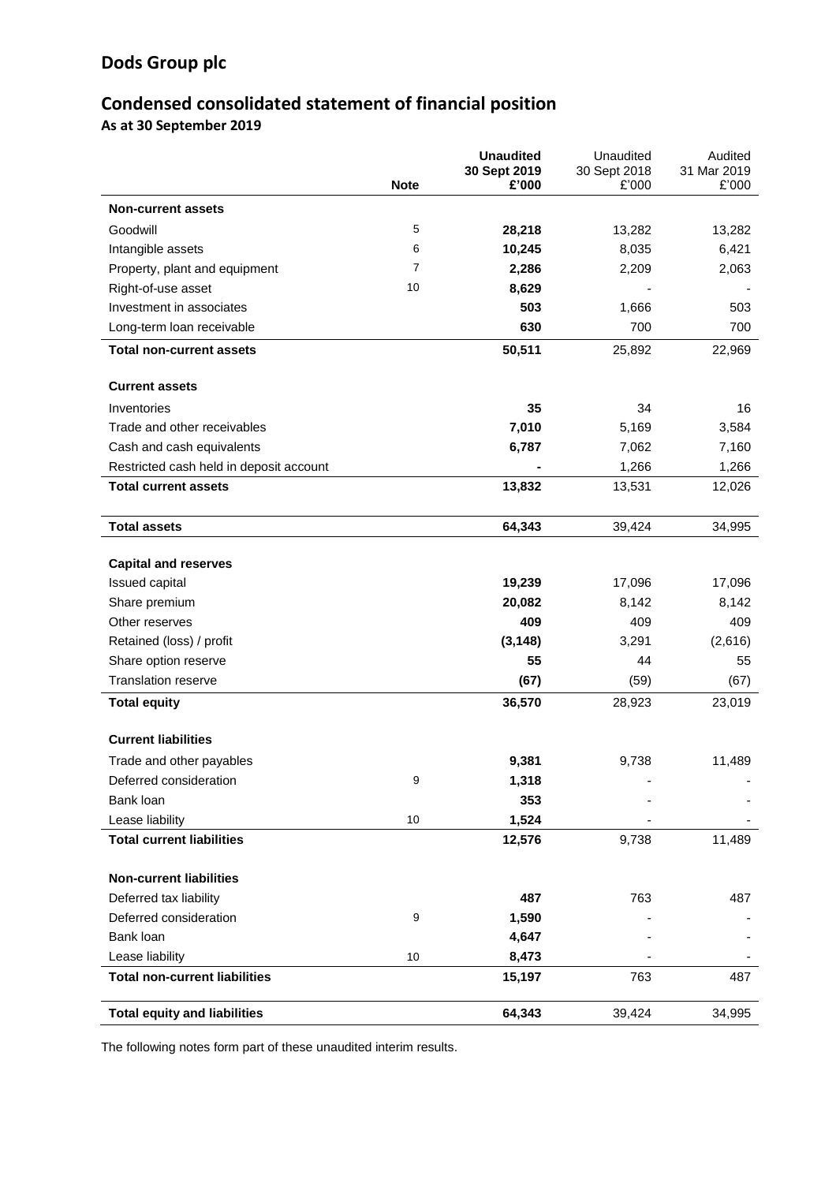# Dods Group plc

## Condensed consolidated statement of financial position

### As at 30 September 2019

| | Note | **Unaudited 30 Sept 2019 £'000** | Unaudited 30 Sept 2018 £'000 | Audited 31 Mar 2019 £'000 |
|---|---|---|---|---|
| **Non-current assets** | | | | |
| Goodwill | 5 | **28,218** | 13,282 | 13,282 |
| Intangible assets | 6 | **10,245** | 8,035 | 6,421 |
| Property, plant and equipment | 7 | **2,286** | 2,209 | 2,063 |
| Right-of-use asset | 10 | **8,629** | - | - |
| Investment in associates | | **503** | 1,666 | 503 |
| Long-term loan receivable | | **630** | 700 | 700 |
| **Total non-current assets** | | **50,511** | 25,892 | 22,969 |
| | | | | |
| **Current assets** | | | | |
| Inventories | | **35** | 34 | 16 |
| Trade and other receivables | | **7,010** | 5,169 | 3,584 |
| Cash and cash equivalents | | **6,787** | 7,062 | 7,160 |
| Restricted cash held in deposit account | | **-** | 1,266 | 1,266 |
| **Total current assets** | | **13,832** | 13,531 | 12,026 |
| | | | | |
| **Total assets** | | **64,343** | 39,424 | 34,995 |
| | | | | |
| **Capital and reserves** | | | | |
| Issued capital | | **19,239** | 17,096 | 17,096 |
| Share premium | | **20,082** | 8,142 | 8,142 |
| Other reserves | | **409** | 409 | 409 |
| Retained (loss) / profit | | **(3,148)** | 3,291 | (2,616) |
| Share option reserve | | **55** | 44 | 55 |
| Translation reserve | | **(67)** | (59) | (67) |
| **Total equity** | | **36,570** | 28,923 | 23,019 |
| | | | | |
| **Current liabilities** | | | | |
| Trade and other payables | | **9,381** | 9,738 | 11,489 |
| Deferred consideration | 9 | **1,318** | - | - |
| Bank loan | | **353** | - | - |
| Lease liability | 10 | **1,524** | - | - |
| **Total current liabilities** | | **12,576** | 9,738 | 11,489 |
| | | | | |
| **Non-current liabilities** | | | | |
| Deferred tax liability | | **487** | 763 | 487 |
| Deferred consideration | 9 | **1,590** | - | - |
| Bank loan | | **4,647** | - | - |
| Lease liability | 10 | **8,473** | - | - |
| **Total non-current liabilities** | | **15,197** | 763 | 487 |
| | | | | |
| **Total equity and liabilities** | | **64,343** | 39,424 | 34,995 |

The following notes form part of these unaudited interim results.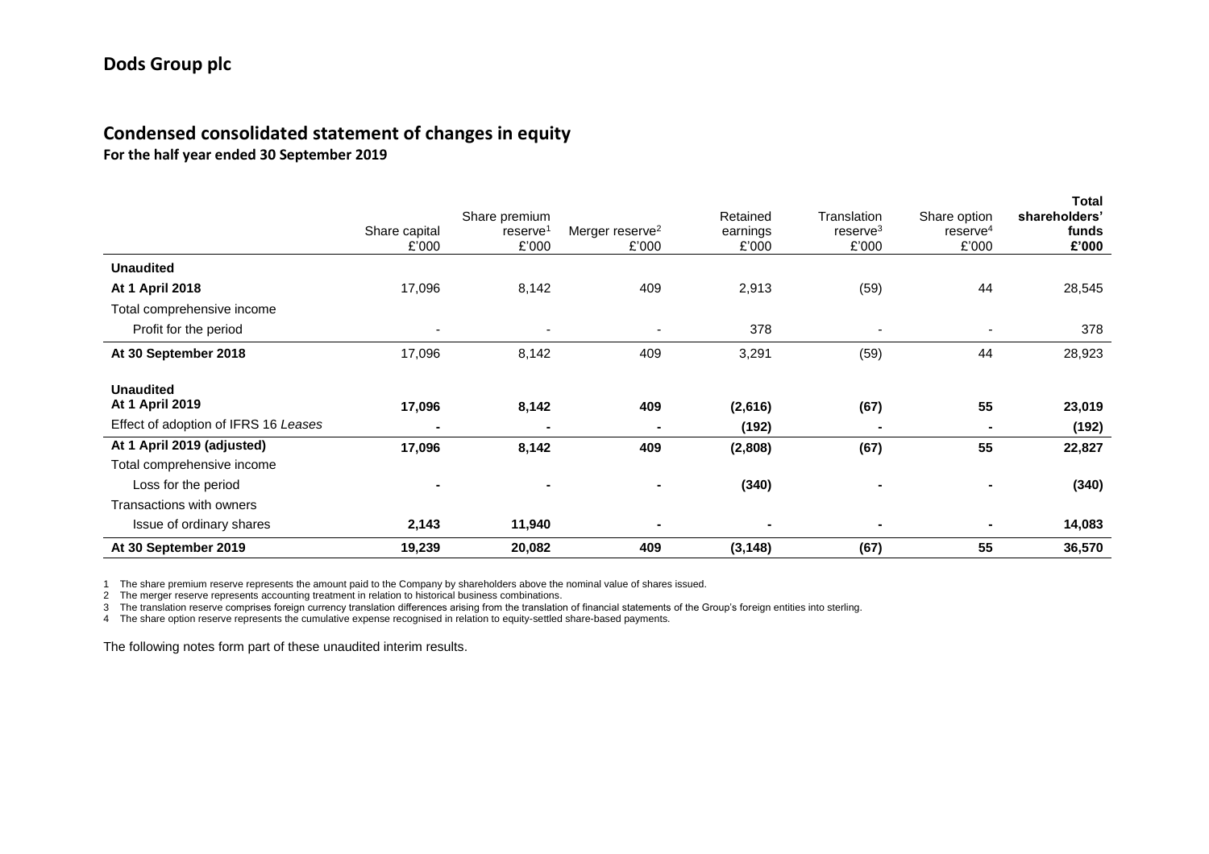# Dods Group plc

## Condensed consolidated statement of changes in equity

**For the half year ended 30 September 2019**

| | Share capital £'000 | Share premium reserve[1] £'000 | Merger reserve[2] £'000 | Retained earnings £'000 | Translation reserve[3] £'000 | Share option reserve[4] £'000 | **Total shareholders' funds £'000** |
|---|---|---|---|---|---|---|---|
| **Unaudited** | | | | | | | |
| **At 1 April 2018** | 17,096 | 8,142 | 409 | 2,913 | (59) | 44 | 28,545 |
| Total comprehensive income | | | | | | | |
| Profit for the period | - | - | - | 378 | - | - | 378 |
| **At 30 September 2018** | 17,096 | 8,142 | 409 | 3,291 | (59) | 44 | 28,923 |
| **Unaudited** | | | | | | | |
| **At 1 April 2019** | **17,096** | **8,142** | **409** | **(2,616)** | **(67)** | **55** | **23,019** |
| Effect of adoption of IFRS 16 *Leases* | **-** | **-** | **-** | **(192)** | **-** | **-** | **(192)** |
| **At 1 April 2019 (adjusted)** | **17,096** | **8,142** | **409** | **(2,808)** | **(67)** | **55** | **22,827** |
| Total comprehensive income | | | | | | | |
| Loss for the period | **-** | **-** | **-** | **(340)** | **-** | **-** | **(340)** |
| Transactions with owners | | | | | | | |
| Issue of ordinary shares | **2,143** | **11,940** | **-** | **-** | **-** | **-** | **14,083** |
| **At 30 September 2019** | **19,239** | **20,082** | **409** | **(3,148)** | **(67)** | **55** | **36,570** |

1 The share premium reserve represents the amount paid to the Company by shareholders above the nominal value of shares issued.
2 The merger reserve represents accounting treatment in relation to historical business combinations.
3 The translation reserve comprises foreign currency translation differences arising from the translation of financial statements of the Group's foreign entities into sterling.
4 The share option reserve represents the cumulative expense recognised in relation to equity-settled share-based payments.

The following notes form part of these unaudited interim results.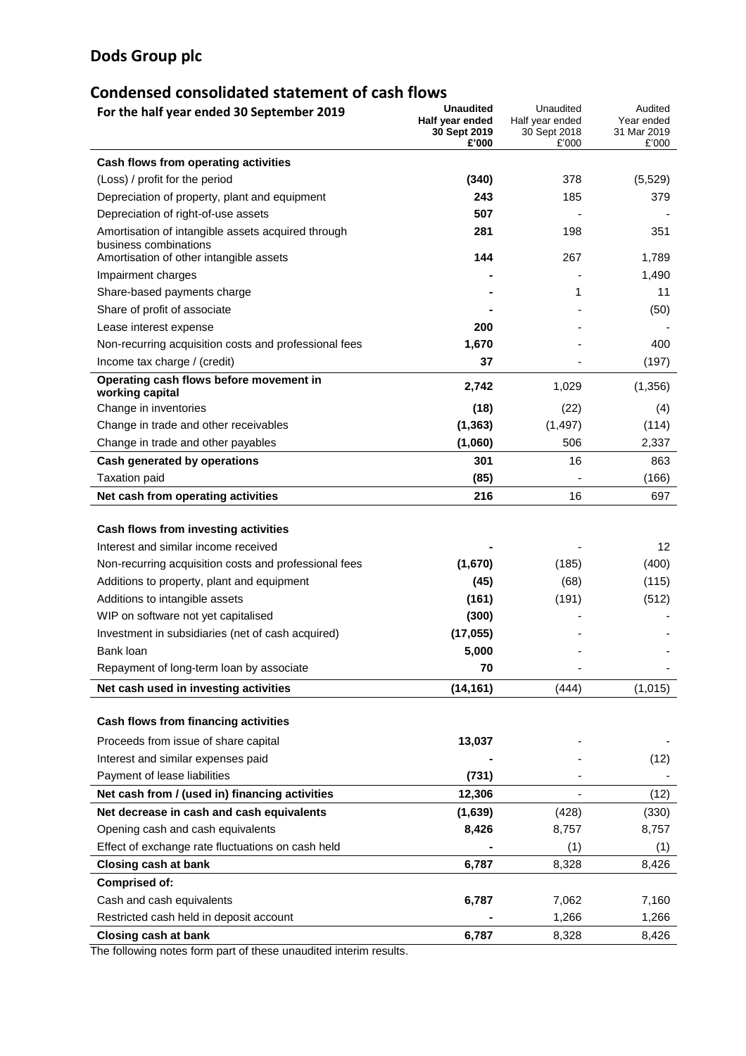## Dods Group plc

## Condensed consolidated statement of cash flows

| For the half year ended 30 September 2019 | Unaudited Half year ended 30 Sept 2019 £'000 | Unaudited Half year ended 30 Sept 2018 £'000 | Audited Year ended 31 Mar 2019 £'000 |
|---|---|---|---|
| **Cash flows from operating activities** | | | |
| (Loss) / profit for the period | **(340)** | 378 | (5,529) |
| Depreciation of property, plant and equipment | **243** | 185 | 379 |
| Depreciation of right-of-use assets | **507** | - | - |
| Amortisation of intangible assets acquired through business combinations | **281** | 198 | 351 |
| Amortisation of other intangible assets | **144** | 267 | 1,789 |
| Impairment charges | **-** | - | 1,490 |
| Share-based payments charge | **-** | 1 | 11 |
| Share of profit of associate | **-** | - | (50) |
| Lease interest expense | **200** | - | - |
| Non-recurring acquisition costs and professional fees | **1,670** | - | 400 |
| Income tax charge / (credit) | **37** | - | (197) |
| **Operating cash flows before movement in working capital** | **2,742** | 1,029 | (1,356) |
| Change in inventories | **(18)** | (22) | (4) |
| Change in trade and other receivables | **(1,363)** | (1,497) | (114) |
| Change in trade and other payables | **(1,060)** | 506 | 2,337 |
| **Cash generated by operations** | **301** | 16 | 863 |
| Taxation paid | **(85)** | - | (166) |
| **Net cash from operating activities** | **216** | 16 | 697 |
| | | | |
| **Cash flows from investing activities** | | | |
| Interest and similar income received | **-** | - | 12 |
| Non-recurring acquisition costs and professional fees | **(1,670)** | (185) | (400) |
| Additions to property, plant and equipment | **(45)** | (68) | (115) |
| Additions to intangible assets | **(161)** | (191) | (512) |
| WIP on software not yet capitalised | **(300)** | - | - |
| Investment in subsidiaries (net of cash acquired) | **(17,055)** | - | - |
| Bank loan | **5,000** | - | - |
| Repayment of long-term loan by associate | **70** | - | - |
| **Net cash used in investing activities** | **(14,161)** | (444) | (1,015) |
| | | | |
| **Cash flows from financing activities** | | | |
| Proceeds from issue of share capital | **13,037** | - | - |
| Interest and similar expenses paid | **-** | - | (12) |
| Payment of lease liabilities | **(731)** | - | - |
| **Net cash from / (used in) financing activities** | **12,306** | - | (12) |
| **Net decrease in cash and cash equivalents** | **(1,639)** | (428) | (330) |
| Opening cash and cash equivalents | **8,426** | 8,757 | 8,757 |
| Effect of exchange rate fluctuations on cash held | **-** | (1) | (1) |
| **Closing cash at bank** | **6,787** | 8,328 | 8,426 |
| **Comprised of:** | | | |
| Cash and cash equivalents | **6,787** | 7,062 | 7,160 |
| Restricted cash held in deposit account | **-** | 1,266 | 1,266 |
| **Closing cash at bank** | **6,787** | 8,328 | 8,426 |

The following notes form part of these unaudited interim results.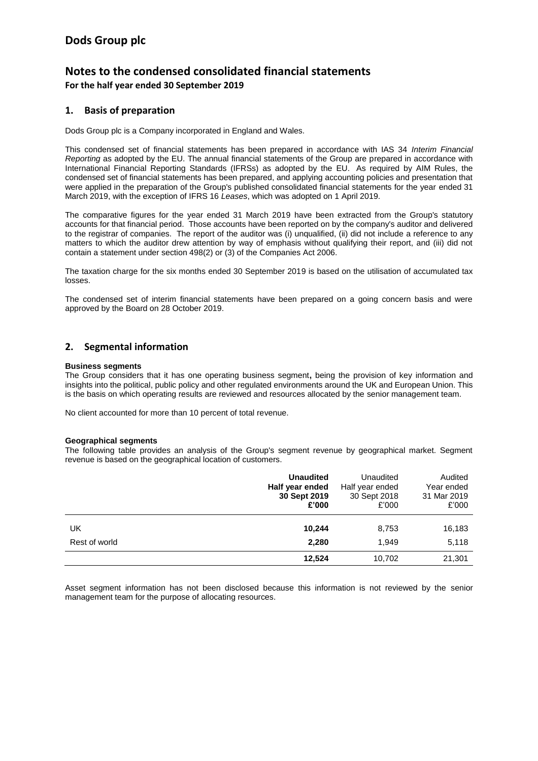# Dods Group plc

## Notes to the condensed consolidated financial statements

**For the half year ended 30 September 2019**

### 1. Basis of preparation

Dods Group plc is a Company incorporated in England and Wales.

This condensed set of financial statements has been prepared in accordance with IAS 34 *Interim Financial Reporting* as adopted by the EU. The annual financial statements of the Group are prepared in accordance with International Financial Reporting Standards (IFRSs) as adopted by the EU. As required by AIM Rules, the condensed set of financial statements has been prepared, and applying accounting policies and presentation that were applied in the preparation of the Group's published consolidated financial statements for the year ended 31 March 2019, with the exception of IFRS 16 *Leases*, which was adopted on 1 April 2019.

The comparative figures for the year ended 31 March 2019 have been extracted from the Group's statutory accounts for that financial period. Those accounts have been reported on by the company's auditor and delivered to the registrar of companies. The report of the auditor was (i) unqualified, (ii) did not include a reference to any matters to which the auditor drew attention by way of emphasis without qualifying their report, and (iii) did not contain a statement under section 498(2) or (3) of the Companies Act 2006.

The taxation charge for the six months ended 30 September 2019 is based on the utilisation of accumulated tax losses.

The condensed set of interim financial statements have been prepared on a going concern basis and were approved by the Board on 28 October 2019.

### 2. Segmental information

**Business segments**

The Group considers that it has one operating business segment**,** being the provision of key information and insights into the political, public policy and other regulated environments around the UK and European Union. This is the basis on which operating results are reviewed and resources allocated by the senior management team.

No client accounted for more than 10 percent of total revenue.

**Geographical segments**

The following table provides an analysis of the Group's segment revenue by geographical market. Segment revenue is based on the geographical location of customers.

| | **Unaudited Half year ended 30 Sept 2019 £'000** | Unaudited Half year ended 30 Sept 2018 £'000 | Audited Year ended 31 Mar 2019 £'000 |
|---|---|---|---|
| UK | **10,244** | 8,753 | 16,183 |
| Rest of world | **2,280** | 1,949 | 5,118 |
| | **12,524** | 10,702 | 21,301 |

Asset segment information has not been disclosed because this information is not reviewed by the senior management team for the purpose of allocating resources.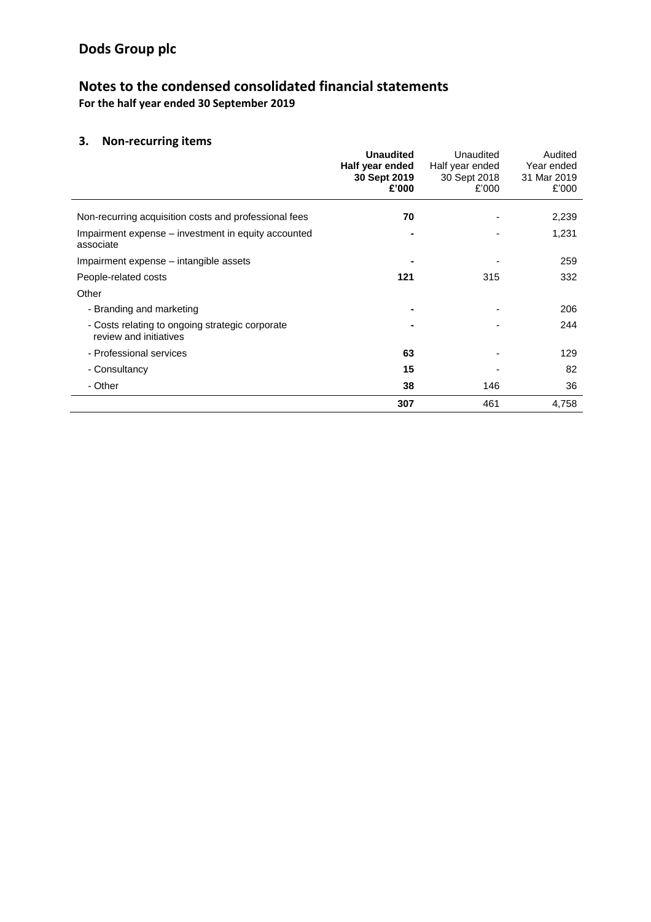# Dods Group plc

## Notes to the condensed consolidated financial statements

**For the half year ended 30 September 2019**

### 3. Non-recurring items

| | **Unaudited Half year ended 30 Sept 2019 £'000** | Unaudited Half year ended 30 Sept 2018 £'000 | Audited Year ended 31 Mar 2019 £'000 |
|---|---|---|---|
| Non-recurring acquisition costs and professional fees | **70** | - | 2,239 |
| Impairment expense – investment in equity accounted associate | **-** | - | 1,231 |
| Impairment expense – intangible assets | **-** | - | 259 |
| People-related costs | **121** | 315 | 332 |
| Other | | | |
| - Branding and marketing | **-** | - | 206 |
| - Costs relating to ongoing strategic corporate review and initiatives | **-** | - | 244 |
| - Professional services | **63** | - | 129 |
| - Consultancy | **15** | - | 82 |
| - Other | **38** | 146 | 36 |
| | **307** | 461 | 4,758 |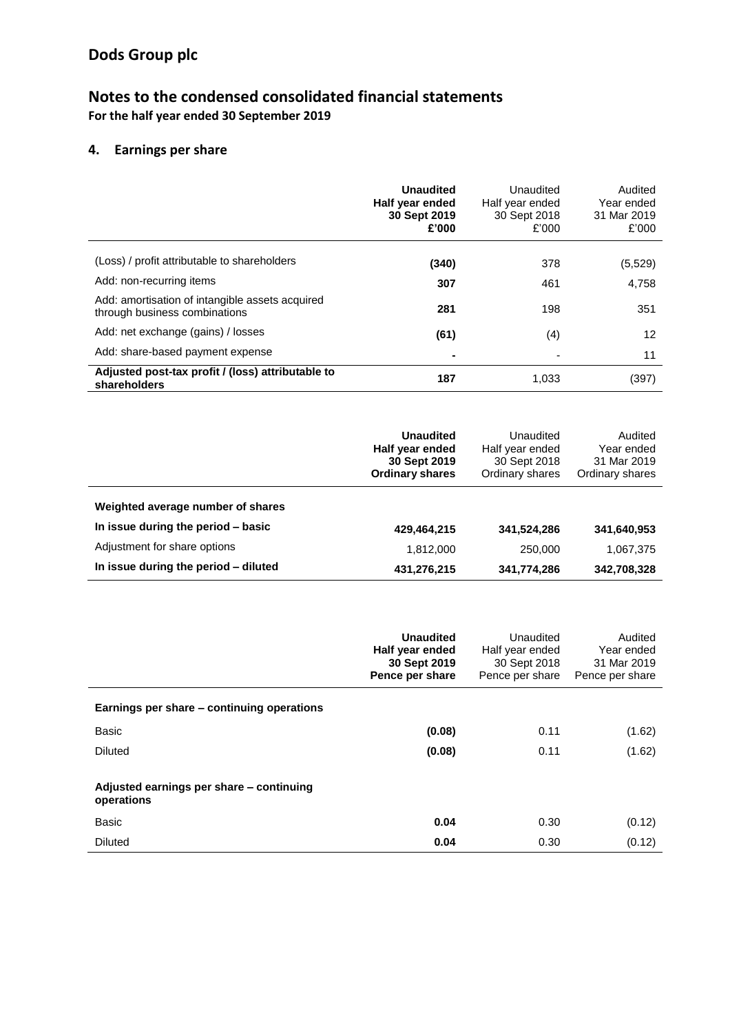# Dods Group plc

## Notes to the condensed consolidated financial statements

**For the half year ended 30 September 2019**

### 4. Earnings per share

| | **Unaudited Half year ended 30 Sept 2019 £'000** | Unaudited Half year ended 30 Sept 2018 £'000 | Audited Year ended 31 Mar 2019 £'000 |
|---|---|---|---|
| (Loss) / profit attributable to shareholders | **(340)** | 378 | (5,529) |
| Add: non-recurring items | **307** | 461 | 4,758 |
| Add: amortisation of intangible assets acquired through business combinations | **281** | 198 | 351 |
| Add: net exchange (gains) / losses | **(61)** | (4) | 12 |
| Add: share-based payment expense | **-** | - | 11 |
| **Adjusted post-tax profit / (loss) attributable to shareholders** | **187** | 1,033 | (397) |

| | **Unaudited Half year ended 30 Sept 2019 Ordinary shares** | Unaudited Half year ended 30 Sept 2018 Ordinary shares | Audited Year ended 31 Mar 2019 Ordinary shares |
|---|---|---|---|
| **Weighted average number of shares** | | | |
| **In issue during the period – basic** | **429,464,215** | **341,524,286** | **341,640,953** |
| Adjustment for share options | 1,812,000 | 250,000 | 1,067,375 |
| **In issue during the period – diluted** | **431,276,215** | **341,774,286** | **342,708,328** |

| | **Unaudited Half year ended 30 Sept 2019 Pence per share** | Unaudited Half year ended 30 Sept 2018 Pence per share | Audited Year ended 31 Mar 2019 Pence per share |
|---|---|---|---|
| **Earnings per share – continuing operations** | | | |
| Basic | **(0.08)** | 0.11 | (1.62) |
| Diluted | **(0.08)** | 0.11 | (1.62) |
| **Adjusted earnings per share – continuing operations** | | | |
| Basic | **0.04** | 0.30 | (0.12) |
| Diluted | **0.04** | 0.30 | (0.12) |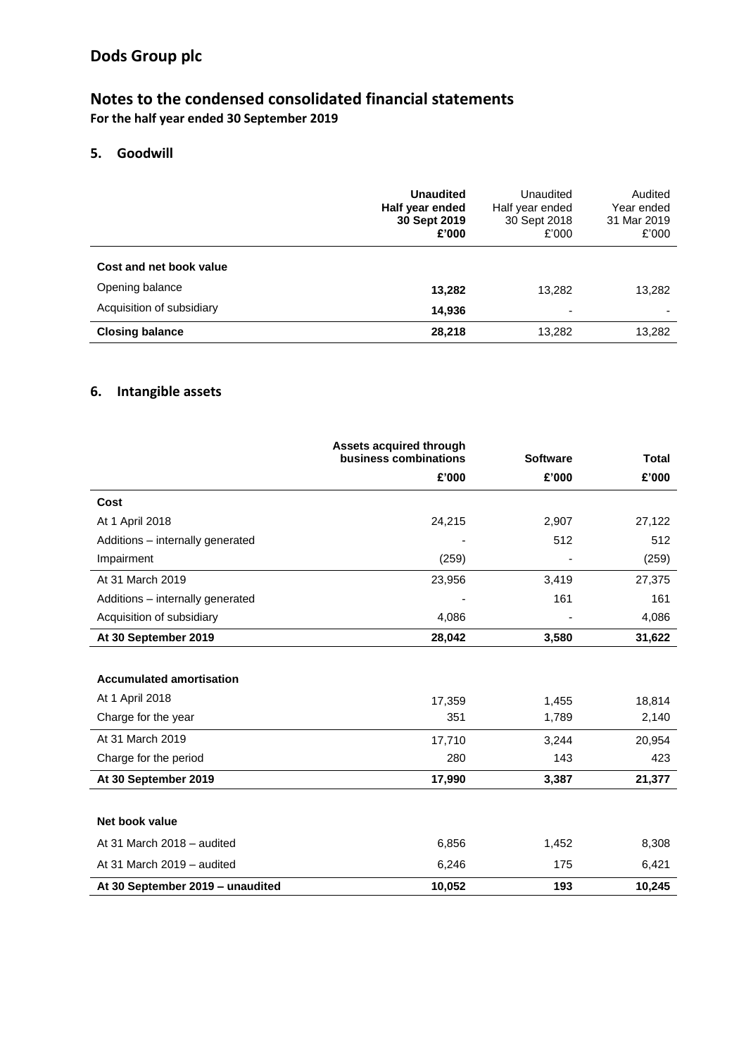# Dods Group plc

## Notes to the condensed consolidated financial statements

**For the half year ended 30 September 2019**

### 5. Goodwill

| | **Unaudited Half year ended 30 Sept 2019 £'000** | Unaudited Half year ended 30 Sept 2018 £'000 | Audited Year ended 31 Mar 2019 £'000 |
|---|---|---|---|
| **Cost and net book value** | | | |
| Opening balance | **13,282** | 13,282 | 13,282 |
| Acquisition of subsidiary | **14,936** | - | - |
| **Closing balance** | **28,218** | 13,282 | 13,282 |

### 6. Intangible assets

| | **Assets acquired through business combinations** | **Software** | **Total** |
|---|---|---|---|
| | **£'000** | **£'000** | **£'000** |
| **Cost** | | | |
| At 1 April 2018 | 24,215 | 2,907 | 27,122 |
| Additions – internally generated | - | 512 | 512 |
| Impairment | (259) | - | (259) |
| At 31 March 2019 | 23,956 | 3,419 | 27,375 |
| Additions – internally generated | - | 161 | 161 |
| Acquisition of subsidiary | 4,086 | - | 4,086 |
| **At 30 September 2019** | **28,042** | **3,580** | **31,622** |
| | | | |
| **Accumulated amortisation** | | | |
| At 1 April 2018 | 17,359 | 1,455 | 18,814 |
| Charge for the year | 351 | 1,789 | 2,140 |
| At 31 March 2019 | 17,710 | 3,244 | 20,954 |
| Charge for the period | 280 | 143 | 423 |
| **At 30 September 2019** | **17,990** | **3,387** | **21,377** |
| | | | |
| **Net book value** | | | |
| At 31 March 2018 – audited | 6,856 | 1,452 | 8,308 |
| At 31 March 2019 – audited | 6,246 | 175 | 6,421 |
| **At 30 September 2019 – unaudited** | **10,052** | **193** | **10,245** |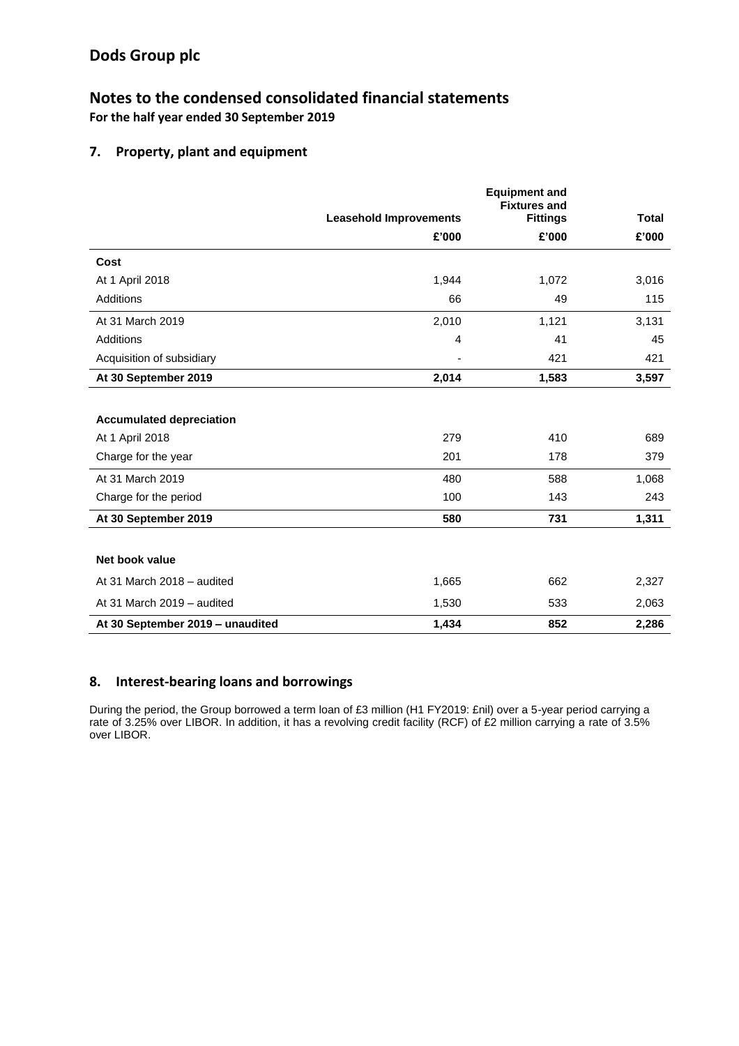# Dods Group plc

## Notes to the condensed consolidated financial statements

**For the half year ended 30 September 2019**

### 7. Property, plant and equipment

| | Leasehold Improvements | Equipment and Fixtures and Fittings | Total |
|---|---|---|---|
| | £'000 | £'000 | £'000 |
| **Cost** | | | |
| At 1 April 2018 | 1,944 | 1,072 | 3,016 |
| Additions | 66 | 49 | 115 |
| At 31 March 2019 | 2,010 | 1,121 | 3,131 |
| Additions | 4 | 41 | 45 |
| Acquisition of subsidiary | - | 421 | 421 |
| **At 30 September 2019** | **2,014** | **1,583** | **3,597** |
| | | | |
| **Accumulated depreciation** | | | |
| At 1 April 2018 | 279 | 410 | 689 |
| Charge for the year | 201 | 178 | 379 |
| At 31 March 2019 | 480 | 588 | 1,068 |
| Charge for the period | 100 | 143 | 243 |
| **At 30 September 2019** | **580** | **731** | **1,311** |
| | | | |
| **Net book value** | | | |
| At 31 March 2018 – audited | 1,665 | 662 | 2,327 |
| At 31 March 2019 – audited | 1,530 | 533 | 2,063 |
| **At 30 September 2019 – unaudited** | **1,434** | **852** | **2,286** |

### 8. Interest-bearing loans and borrowings

During the period, the Group borrowed a term loan of £3 million (H1 FY2019: £nil) over a 5-year period carrying a rate of 3.25% over LIBOR. In addition, it has a revolving credit facility (RCF) of £2 million carrying a rate of 3.5% over LIBOR.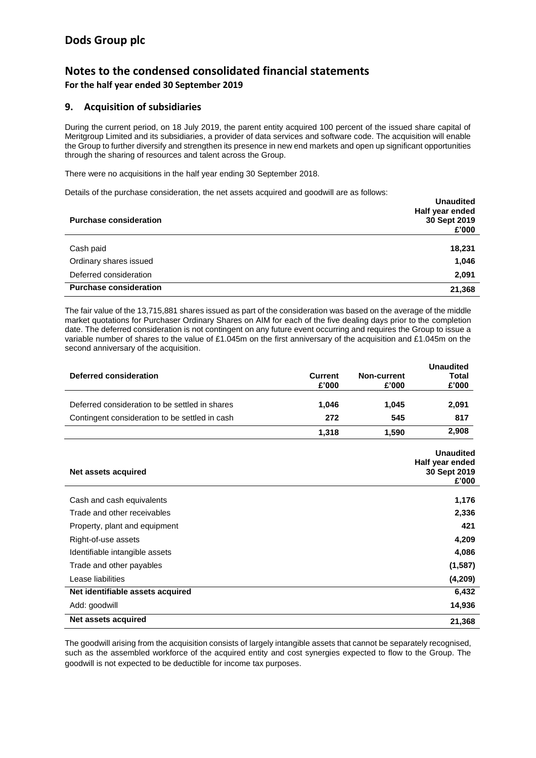# Dods Group plc

## Notes to the condensed consolidated financial statements

**For the half year ended 30 September 2019**

### 9. Acquisition of subsidiaries

During the current period, on 18 July 2019, the parent entity acquired 100 percent of the issued share capital of Meritgroup Limited and its subsidiaries, a provider of data services and software code. The acquisition will enable the Group to further diversify and strengthen its presence in new end markets and open up significant opportunities through the sharing of resources and talent across the Group.

There were no acquisitions in the half year ending 30 September 2018.

Details of the purchase consideration, the net assets acquired and goodwill are as follows:

| Purchase consideration | Unaudited Half year ended 30 Sept 2019 £'000 |
|---|---|
| Cash paid | **18,231** |
| Ordinary shares issued | **1,046** |
| Deferred consideration | **2,091** |
| **Purchase consideration** | **21,368** |

The fair value of the 13,715,881 shares issued as part of the consideration was based on the average of the middle market quotations for Purchaser Ordinary Shares on AIM for each of the five dealing days prior to the completion date. The deferred consideration is not contingent on any future event occurring and requires the Group to issue a variable number of shares to the value of £1.045m on the first anniversary of the acquisition and £1.045m on the second anniversary of the acquisition.

| Deferred consideration | Current £'000 | Non-current £'000 | Unaudited Total £'000 |
|---|---|---|---|
| Deferred consideration to be settled in shares | **1,046** | **1,045** | **2,091** |
| Contingent consideration to be settled in cash | **272** | **545** | **817** |
| | **1,318** | **1,590** | **2,908** |

| Net assets acquired | Unaudited Half year ended 30 Sept 2019 £'000 |
|---|---|
| Cash and cash equivalents | **1,176** |
| Trade and other receivables | **2,336** |
| Property, plant and equipment | **421** |
| Right-of-use assets | **4,209** |
| Identifiable intangible assets | **4,086** |
| Trade and other payables | **(1,587)** |
| Lease liabilities | **(4,209)** |
| **Net identifiable assets acquired** | **6,432** |
| Add: goodwill | **14,936** |
| **Net assets acquired** | **21,368** |

The goodwill arising from the acquisition consists of largely intangible assets that cannot be separately recognised, such as the assembled workforce of the acquired entity and cost synergies expected to flow to the Group. The goodwill is not expected to be deductible for income tax purposes.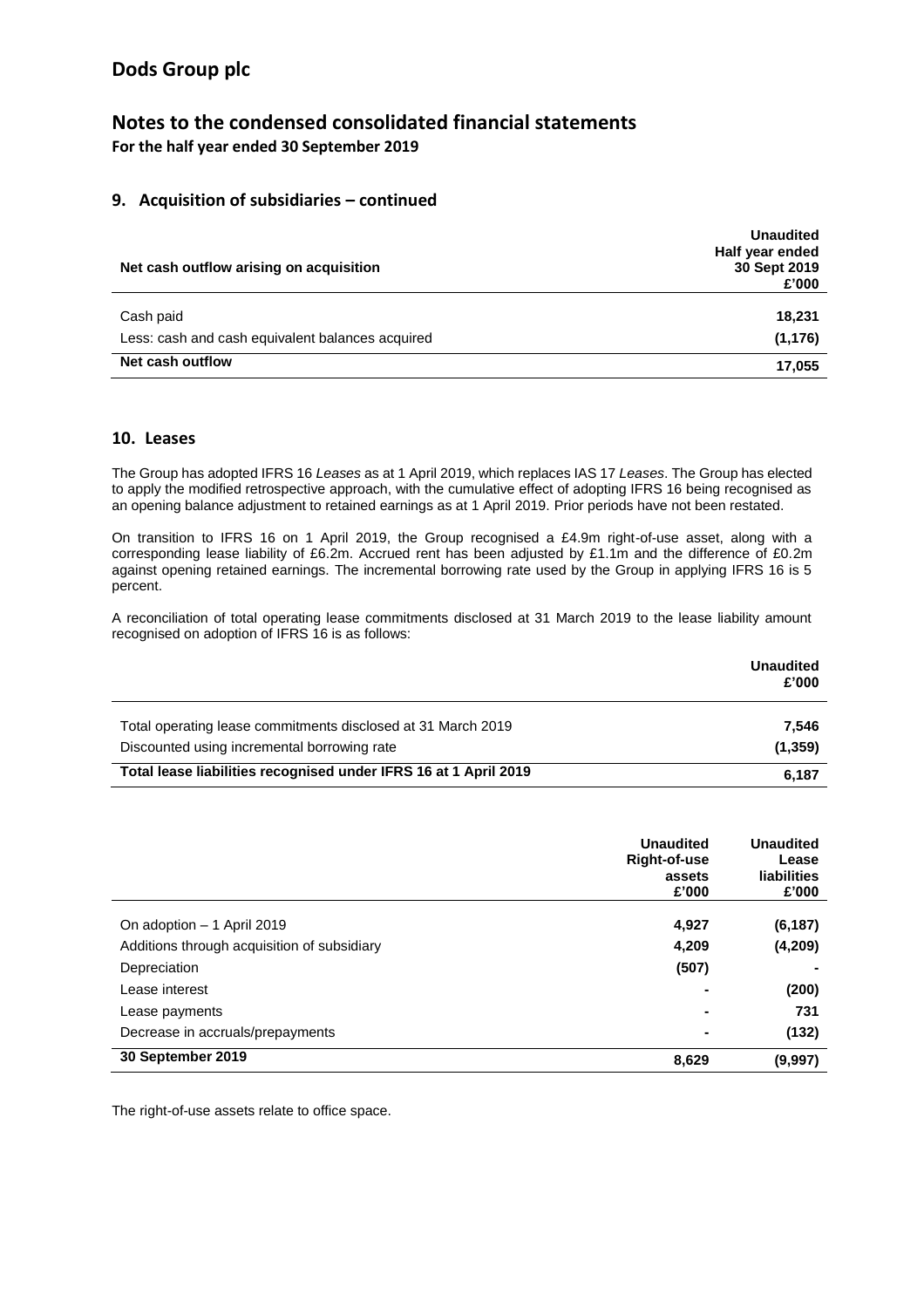# Dods Group plc

## Notes to the condensed consolidated financial statements

**For the half year ended 30 September 2019**

### 9. Acquisition of subsidiaries – continued

| Net cash outflow arising on acquisition | Unaudited Half year ended 30 Sept 2019 £'000 |
|---|---|
| Cash paid | 18,231 |
| Less: cash and cash equivalent balances acquired | (1,176) |
| **Net cash outflow** | **17,055** |

### 10. Leases

The Group has adopted IFRS 16 *Leases* as at 1 April 2019, which replaces IAS 17 *Leases*. The Group has elected to apply the modified retrospective approach, with the cumulative effect of adopting IFRS 16 being recognised as an opening balance adjustment to retained earnings as at 1 April 2019. Prior periods have not been restated.

On transition to IFRS 16 on 1 April 2019, the Group recognised a £4.9m right-of-use asset, along with a corresponding lease liability of £6.2m. Accrued rent has been adjusted by £1.1m and the difference of £0.2m against opening retained earnings. The incremental borrowing rate used by the Group in applying IFRS 16 is 5 percent.

A reconciliation of total operating lease commitments disclosed at 31 March 2019 to the lease liability amount recognised on adoption of IFRS 16 is as follows:

| | Unaudited £'000 |
|---|---|
| Total operating lease commitments disclosed at 31 March 2019 | 7,546 |
| Discounted using incremental borrowing rate | (1,359) |
| **Total lease liabilities recognised under IFRS 16 at 1 April 2019** | **6,187** |

| | Unaudited Right-of-use assets £'000 | Unaudited Lease liabilities £'000 |
|---|---|---|
| On adoption – 1 April 2019 | 4,927 | (6,187) |
| Additions through acquisition of subsidiary | 4,209 | (4,209) |
| Depreciation | (507) | - |
| Lease interest | - | (200) |
| Lease payments | - | 731 |
| Decrease in accruals/prepayments | - | (132) |
| **30 September 2019** | **8,629** | **(9,997)** |

The right-of-use assets relate to office space.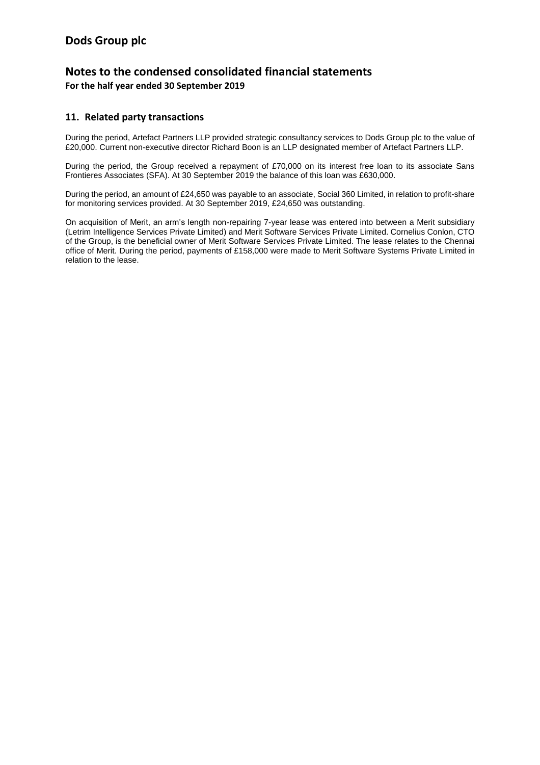# Dods Group plc

## Notes to the condensed consolidated financial statements

**For the half year ended 30 September 2019**

### 11. Related party transactions

During the period, Artefact Partners LLP provided strategic consultancy services to Dods Group plc to the value of £20,000. Current non-executive director Richard Boon is an LLP designated member of Artefact Partners LLP.

During the period, the Group received a repayment of £70,000 on its interest free loan to its associate Sans Frontieres Associates (SFA). At 30 September 2019 the balance of this loan was £630,000.

During the period, an amount of £24,650 was payable to an associate, Social 360 Limited, in relation to profit-share for monitoring services provided. At 30 September 2019, £24,650 was outstanding.

On acquisition of Merit, an arm's length non-repairing 7-year lease was entered into between a Merit subsidiary (Letrim Intelligence Services Private Limited) and Merit Software Services Private Limited. Cornelius Conlon, CTO of the Group, is the beneficial owner of Merit Software Services Private Limited. The lease relates to the Chennai office of Merit. During the period, payments of £158,000 were made to Merit Software Systems Private Limited in relation to the lease.